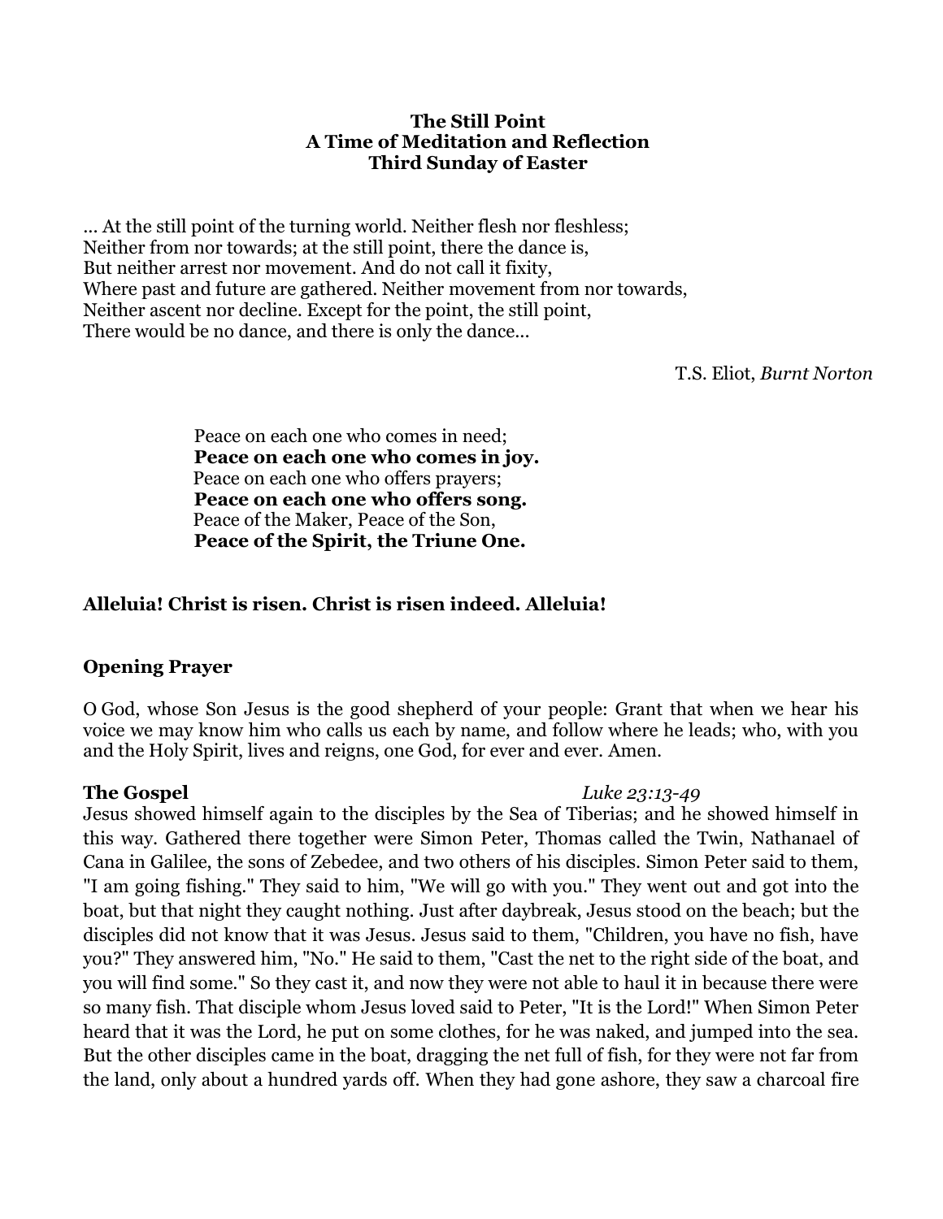**The Still Point**
**A Time of Meditation and Reflection**
**Third Sunday of Easter**

... At the still point of the turning world. Neither flesh nor fleshless;
Neither from nor towards; at the still point, there the dance is,
But neither arrest nor movement. And do not call it fixity,
Where past and future are gathered. Neither movement from nor towards,
Neither ascent nor decline. Except for the point, the still point,
There would be no dance, and there is only the dance...

T.S. Eliot, *Burnt Norton*

Peace on each one who comes in need;
**Peace on each one who comes in joy.**
Peace on each one who offers prayers;
**Peace on each one who offers song.**
Peace of the Maker, Peace of the Son,
**Peace of the Spirit, the Triune One.**

**Alleluia! Christ is risen. Christ is risen indeed. Alleluia!**

**Opening Prayer**

O God, whose Son Jesus is the good shepherd of your people: Grant that when we hear his voice we may know him who calls us each by name, and follow where he leads; who, with you and the Holy Spirit, lives and reigns, one God, for ever and ever. Amen.

**The Gospel** *Luke 23:13-49*

Jesus showed himself again to the disciples by the Sea of Tiberias; and he showed himself in this way. Gathered there together were Simon Peter, Thomas called the Twin, Nathanael of Cana in Galilee, the sons of Zebedee, and two others of his disciples. Simon Peter said to them, "I am going fishing." They said to him, "We will go with you." They went out and got into the boat, but that night they caught nothing. Just after daybreak, Jesus stood on the beach; but the disciples did not know that it was Jesus. Jesus said to them, "Children, you have no fish, have you?" They answered him, "No." He said to them, "Cast the net to the right side of the boat, and you will find some." So they cast it, and now they were not able to haul it in because there were so many fish. That disciple whom Jesus loved said to Peter, "It is the Lord!" When Simon Peter heard that it was the Lord, he put on some clothes, for he was naked, and jumped into the sea. But the other disciples came in the boat, dragging the net full of fish, for they were not far from the land, only about a hundred yards off. When they had gone ashore, they saw a charcoal fire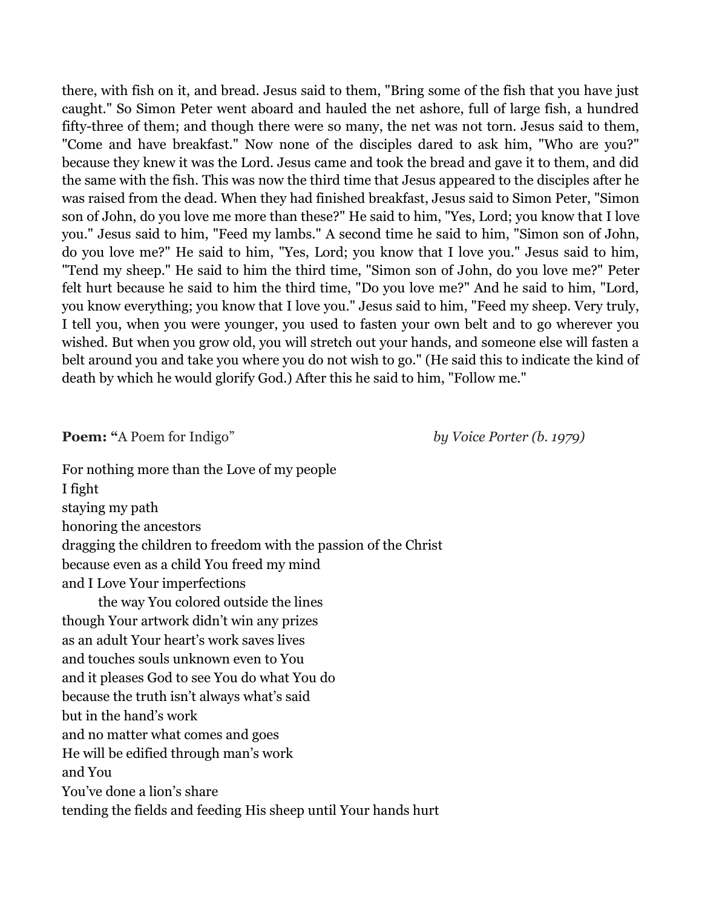there, with fish on it, and bread. Jesus said to them, "Bring some of the fish that you have just caught." So Simon Peter went aboard and hauled the net ashore, full of large fish, a hundred fifty-three of them; and though there were so many, the net was not torn. Jesus said to them, "Come and have breakfast." Now none of the disciples dared to ask him, "Who are you?" because they knew it was the Lord. Jesus came and took the bread and gave it to them, and did the same with the fish. This was now the third time that Jesus appeared to the disciples after he was raised from the dead. When they had finished breakfast, Jesus said to Simon Peter, "Simon son of John, do you love me more than these?" He said to him, "Yes, Lord; you know that I love you." Jesus said to him, "Feed my lambs." A second time he said to him, "Simon son of John, do you love me?" He said to him, "Yes, Lord; you know that I love you." Jesus said to him, "Tend my sheep." He said to him the third time, "Simon son of John, do you love me?" Peter felt hurt because he said to him the third time, "Do you love me?" And he said to him, "Lord, you know everything; you know that I love you." Jesus said to him, "Feed my sheep. Very truly, I tell you, when you were younger, you used to fasten your own belt and to go wherever you wished. But when you grow old, you will stretch out your hands, and someone else will fasten a belt around you and take you where you do not wish to go." (He said this to indicate the kind of death by which he would glorify God.) After this he said to him, "Follow me."

**Poem: "**A Poem for Indigo" *by Voice Porter (b. 1979)*

For nothing more than the Love of my people
I fight
staying my path
honoring the ancestors
dragging the children to freedom with the passion of the Christ
because even as a child You freed my mind
and I Love Your imperfections
    the way You colored outside the lines
though Your artwork didn't win any prizes
as an adult Your heart's work saves lives
and touches souls unknown even to You
and it pleases God to see You do what You do
because the truth isn't always what's said
but in the hand's work
and no matter what comes and goes
He will be edified through man's work
and You
You've done a lion's share
tending the fields and feeding His sheep until Your hands hurt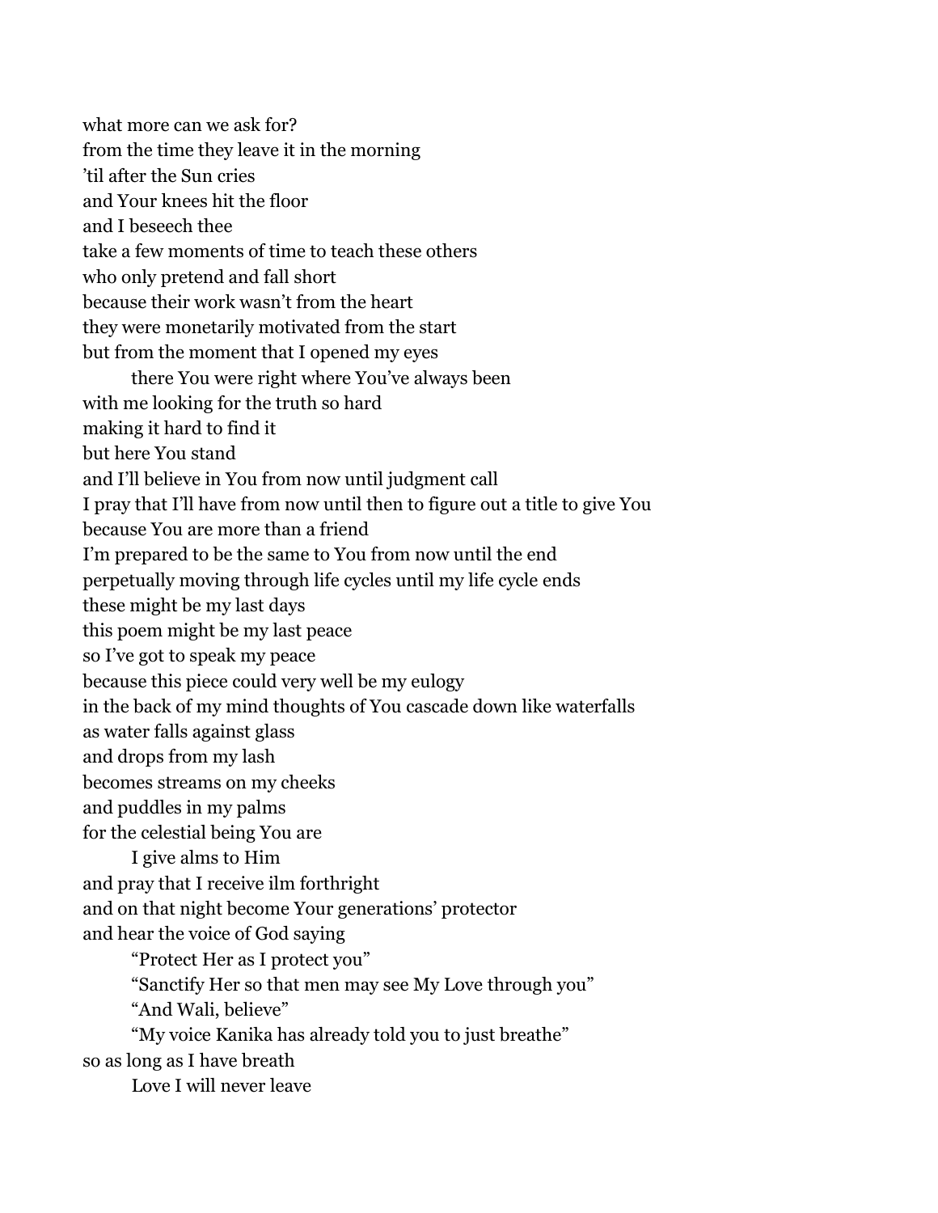what more can we ask for?  
from the time they leave it in the morning  
’til after the Sun cries  
and Your knees hit the floor  
and I beseech thee  
take a few moments of time to teach these others  
who only pretend and fall short  
because their work wasn’t from the heart  
they were monetarily motivated from the start  
but from the moment that I opened my eyes  
&emsp;&emsp;there You were right where You’ve always been  
with me looking for the truth so hard  
making it hard to find it  
but here You stand  
and I’ll believe in You from now until judgment call  
I pray that I’ll have from now until then to figure out a title to give You  
because You are more than a friend  
I’m prepared to be the same to You from now until the end  
perpetually moving through life cycles until my life cycle ends  
these might be my last days  
this poem might be my last peace  
so I’ve got to speak my peace  
because this piece could very well be my eulogy  
in the back of my mind thoughts of You cascade down like waterfalls  
as water falls against glass  
and drops from my lash  
becomes streams on my cheeks  
and puddles in my palms  
for the celestial being You are  
&emsp;&emsp;I give alms to Him  
and pray that I receive ilm forthright  
and on that night become Your generations’ protector  
and hear the voice of God saying  
&emsp;&emsp;“Protect Her as I protect you”  
&emsp;&emsp;“Sanctify Her so that men may see My Love through you”  
&emsp;&emsp;“And Wali, believe”  
&emsp;&emsp;“My voice Kanika has already told you to just breathe”  
so as long as I have breath  
&emsp;&emsp;Love I will never leave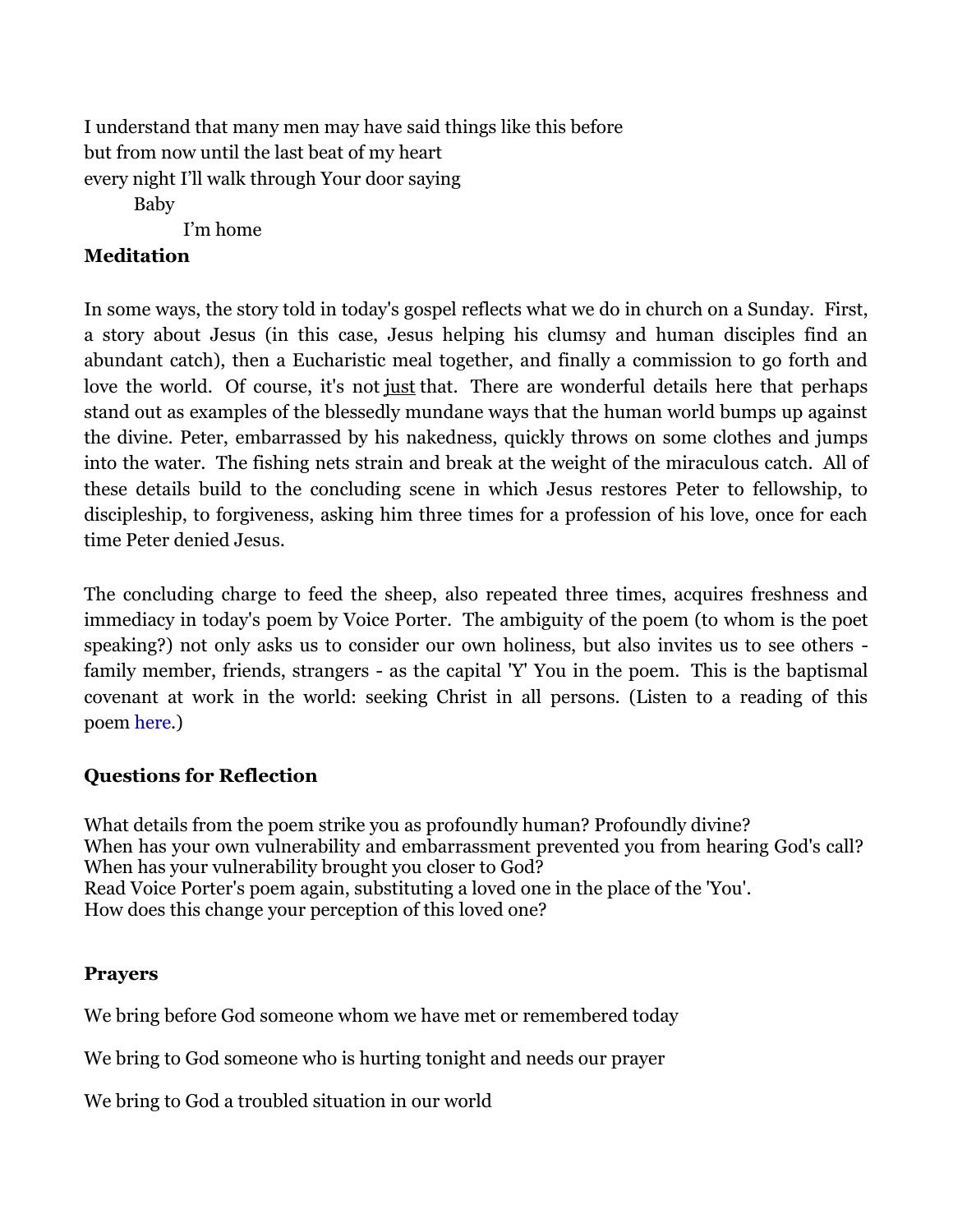I understand that many men may have said things like this before
but from now until the last beat of my heart
every night I'll walk through Your door saying
Baby
I'm home

**Meditation**

In some ways, the story told in today's gospel reflects what we do in church on a Sunday. First, a story about Jesus (in this case, Jesus helping his clumsy and human disciples find an abundant catch), then a Eucharistic meal together, and finally a commission to go forth and love the world. Of course, it's not <u>just</u> that. There are wonderful details here that perhaps stand out as examples of the blessedly mundane ways that the human world bumps up against the divine. Peter, embarrassed by his nakedness, quickly throws on some clothes and jumps into the water. The fishing nets strain and break at the weight of the miraculous catch. All of these details build to the concluding scene in which Jesus restores Peter to fellowship, to discipleship, to forgiveness, asking him three times for a profession of his love, once for each time Peter denied Jesus.

The concluding charge to feed the sheep, also repeated three times, acquires freshness and immediacy in today's poem by Voice Porter. The ambiguity of the poem (to whom is the poet speaking?) not only asks us to consider our own holiness, but also invites us to see others - family member, friends, strangers - as the capital 'Y' You in the poem. This is the baptismal covenant at work in the world: seeking Christ in all persons. (Listen to a reading of this poem here.)

**Questions for Reflection**

What details from the poem strike you as profoundly human? Profoundly divine?
When has your own vulnerability and embarrassment prevented you from hearing God's call?
When has your vulnerability brought you closer to God?
Read Voice Porter's poem again, substituting a loved one in the place of the 'You'.
How does this change your perception of this loved one?

**Prayers**

We bring before God someone whom we have met or remembered today

We bring to God someone who is hurting tonight and needs our prayer

We bring to God a troubled situation in our world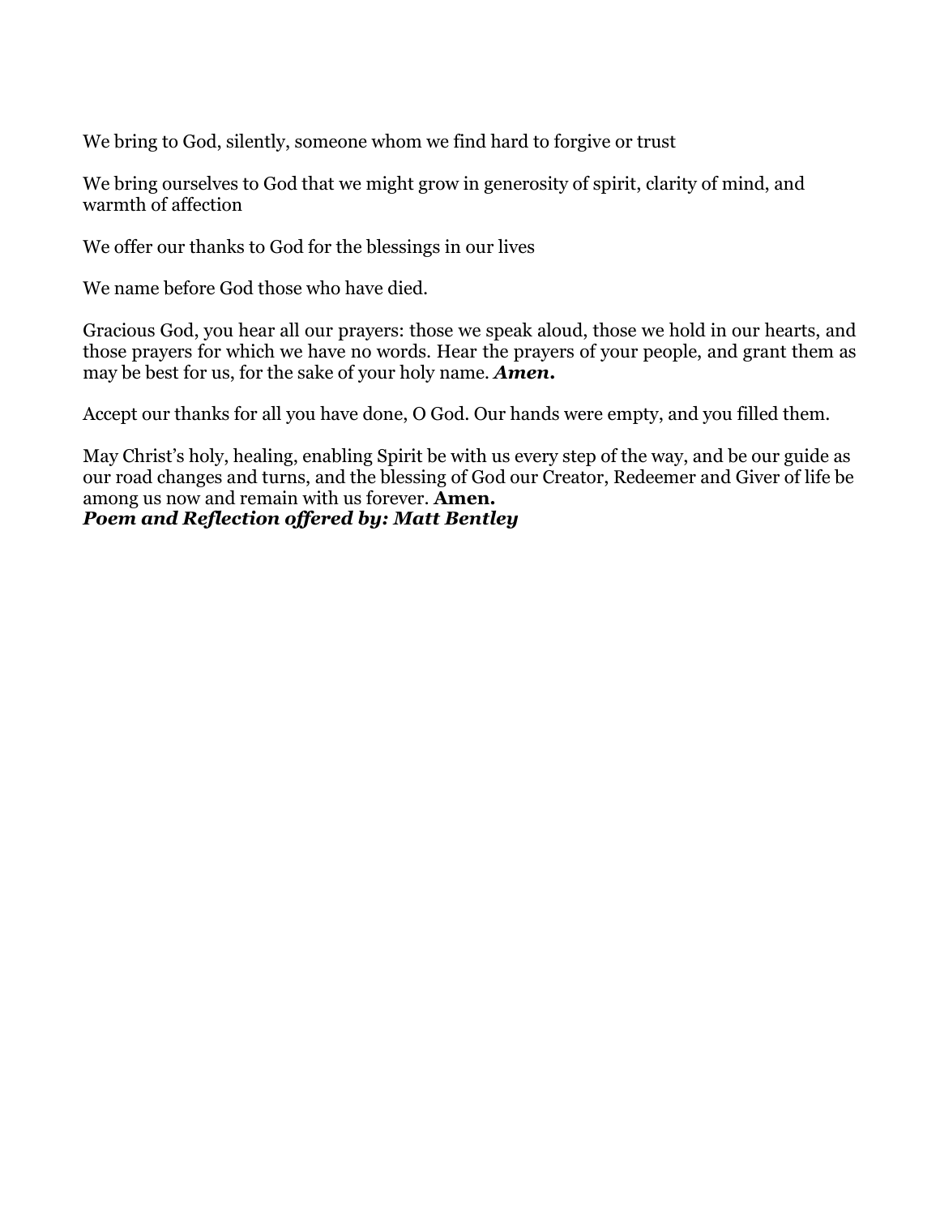We bring to God, silently, someone whom we find hard to forgive or trust

We bring ourselves to God that we might grow in generosity of spirit, clarity of mind, and warmth of affection

We offer our thanks to God for the blessings in our lives

We name before God those who have died.

Gracious God, you hear all our prayers: those we speak aloud, those we hold in our hearts, and those prayers for which we have no words. Hear the prayers of your people, and grant them as may be best for us, for the sake of your holy name. ***Amen.***

Accept our thanks for all you have done, O God. Our hands were empty, and you filled them.

May Christ's holy, healing, enabling Spirit be with us every step of the way, and be our guide as our road changes and turns, and the blessing of God our Creator, Redeemer and Giver of life be among us now and remain with us forever. **Amen.**
***Poem and Reflection offered by: Matt Bentley***